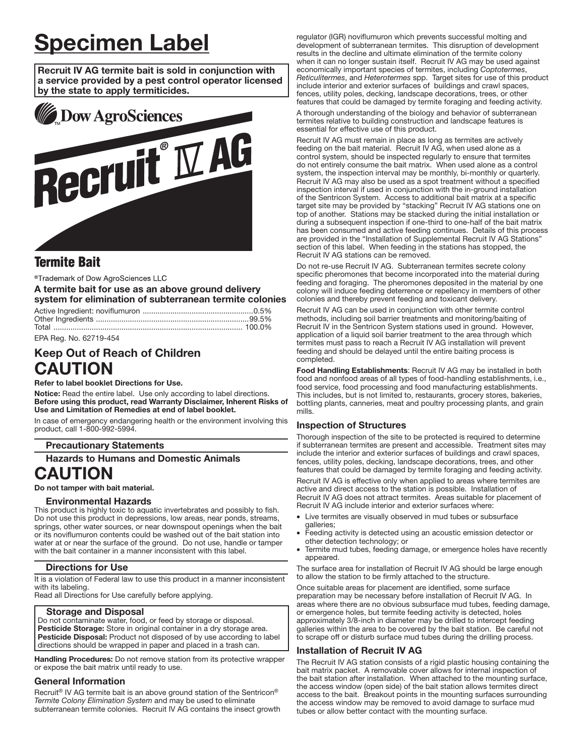# Specimen Label

**Recruit IV AG termite bait is sold in conjunction with a service provided by a pest control operator licensed by the state to apply termiticides.**

Dow AgroSciences

Recruit® IV AG

## Termite Bait

®Trademark of Dow AgroSciences LLC

**A termite bait for use as an above ground delivery system for elimination of subterranean termite colonies**

Active Ingredient: noviflumuron ....................................................0.5%
Other Ingredients .......................................................................99.5%
Total ........................................................................................ 100.0%

EPA Reg. No. 62719-454

## Keep Out of Reach of Children
# CAUTION

**Refer to label booklet Directions for Use.**

**Notice:** Read the entire label. Use only according to label directions. **Before using this product, read Warranty Disclaimer, Inherent Risks of Use and Limitation of Remedies at end of label booklet.**

In case of emergency endangering health or the environment involving this product, call 1-800-992-5994.

### Precautionary Statements

### Hazards to Humans and Domestic Animals
# CAUTION

**Do not tamper with bait material.**

### Environmental Hazards

This product is highly toxic to aquatic invertebrates and possibly to fish. Do not use this product in depressions, low areas, near ponds, streams, springs, other water sources, or near downspout openings when the bait or its noviflumuron contents could be washed out of the bait station into water at or near the surface of the ground. Do not use, handle or tamper with the bait container in a manner inconsistent with this label.

### Directions for Use

It is a violation of Federal law to use this product in a manner inconsistent with its labeling.
Read all Directions for Use carefully before applying.

### Storage and Disposal

Do not contaminate water, food, or feed by storage or disposal.
**Pesticide Storage:** Store in original container in a dry storage area.
**Pesticide Disposal:** Product not disposed of by use according to label directions should be wrapped in paper and placed in a trash can.

**Handling Procedures:** Do not remove station from its protective wrapper or expose the bait matrix until ready to use.

### General Information

Recruit® IV AG termite bait is an above ground station of the Sentricon® *Termite Colony Elimination System* and may be used to eliminate subterranean termite colonies. Recruit IV AG contains the insect growth regulator (IGR) noviflumuron which prevents successful molting and development of subterranean termites. This disruption of development results in the decline and ultimate elimination of the termite colony when it can no longer sustain itself. Recruit IV AG may be used against economically important species of termites, including *Coptotermes*, *Reticulitermes*, and *Heterotermes* spp. Target sites for use of this product include interior and exterior surfaces of buildings and crawl spaces, fences, utility poles, decking, landscape decorations, trees, or other features that could be damaged by termite foraging and feeding activity.

A thorough understanding of the biology and behavior of subterranean termites relative to building construction and landscape features is essential for effective use of this product.

Recruit IV AG must remain in place as long as termites are actively feeding on the bait material. Recruit IV AG, when used alone as a control system, should be inspected regularly to ensure that termites do not entirely consume the bait matrix. When used alone as a control system, the inspection interval may be monthly, bi-monthly or quarterly. Recruit IV AG may also be used as a spot treatment without a specified inspection interval if used in conjunction with the in-ground installation of the Sentricon System. Access to additional bait matrix at a specific target site may be provided by "stacking" Recruit IV AG stations one on top of another. Stations may be stacked during the initial installation or during a subsequent inspection if one-third to one-half of the bait matrix has been consumed and active feeding continues. Details of this process are provided in the "Installation of Supplemental Recruit IV AG Stations" section of this label. When feeding in the stations has stopped, the Recruit IV AG stations can be removed.

Do not re-use Recruit IV AG. Subterranean termites secrete colony specific pheromones that become incorporated into the material during feeding and foraging. The pheromones deposited in the material by one colony will induce feeding deterrence or repellency in members of other colonies and thereby prevent feeding and toxicant delivery.

Recruit IV AG can be used in conjunction with other termite control methods, including soil barrier treatments and monitoring/baiting of Recruit IV in the Sentricon System stations used in ground. However, application of a liquid soil barrier treatment to the area through which termites must pass to reach a Recruit IV AG installation will prevent feeding and should be delayed until the entire baiting process is completed.

**Food Handling Establishments**: Recruit IV AG may be installed in both food and nonfood areas of all types of food-handling establishments, i.e., food service, food processing and food manufacturing establishments. This includes, but is not limited to, restaurants, grocery stores, bakeries, bottling plants, canneries, meat and poultry processing plants, and grain mills.

### Inspection of Structures

Thorough inspection of the site to be protected is required to determine if subterranean termites are present and accessible. Treatment sites may include the interior and exterior surfaces of buildings and crawl spaces, fences, utility poles, decking, landscape decorations, trees, and other features that could be damaged by termite foraging and feeding activity.

Recruit IV AG is effective only when applied to areas where termites are active and direct access to the station is possible. Installation of Recruit IV AG does not attract termites. Areas suitable for placement of Recruit IV AG include interior and exterior surfaces where:

- Live termites are visually observed in mud tubes or subsurface galleries;
- Feeding activity is detected using an acoustic emission detector or other detection technology; or
- Termite mud tubes, feeding damage, or emergence holes have recently appeared.

The surface area for installation of Recruit IV AG should be large enough to allow the station to be firmly attached to the structure.

Once suitable areas for placement are identified, some surface preparation may be necessary before installation of Recruit IV AG. In areas where there are no obvious subsurface mud tubes, feeding damage, or emergence holes, but termite feeding activity is detected, holes approximately 3/8-inch in diameter may be drilled to intercept feeding galleries within the area to be covered by the bait station. Be careful not to scrape off or disturb surface mud tubes during the drilling process.

### Installation of Recruit IV AG

The Recruit IV AG station consists of a rigid plastic housing containing the bait matrix packet. A removable cover allows for internal inspection of the bait station after installation. When attached to the mounting surface, the access window (open side) of the bait station allows termites direct access to the bait. Breakout points in the mounting surfaces surrounding the access window may be removed to avoid damage to surface mud tubes or allow better contact with the mounting surface.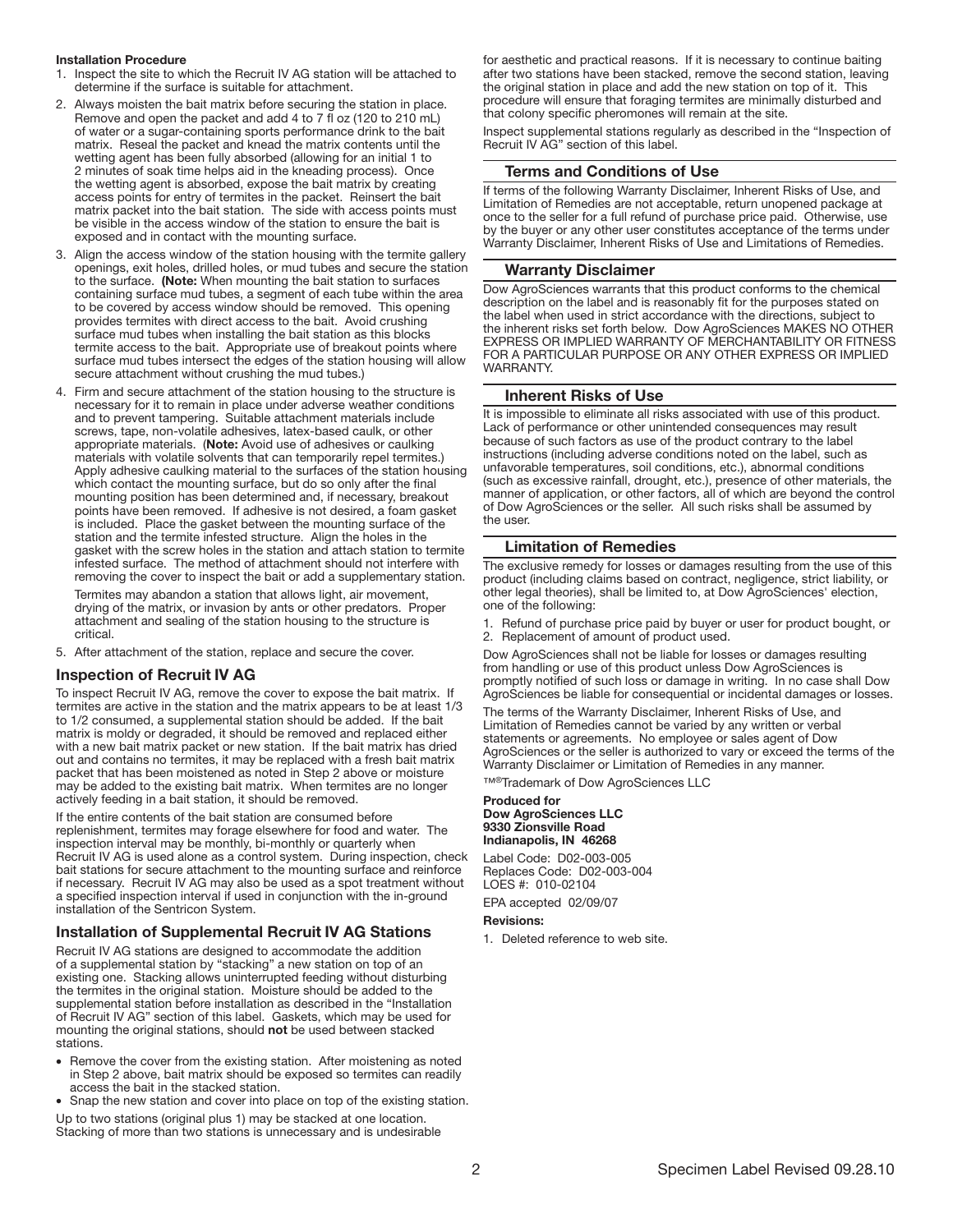**Installation Procedure**

1. Inspect the site to which the Recruit IV AG station will be attached to determine if the surface is suitable for attachment.
2. Always moisten the bait matrix before securing the station in place. Remove and open the packet and add 4 to 7 fl oz (120 to 210 mL) of water or a sugar-containing sports performance drink to the bait matrix. Reseal the packet and knead the matrix contents until the wetting agent has been fully absorbed (allowing for an initial 1 to 2 minutes of soak time helps aid in the kneading process). Once the wetting agent is absorbed, expose the bait matrix by creating access points for entry of termites in the packet. Reinsert the bait matrix packet into the bait station. The side with access points must be visible in the access window of the station to ensure the bait is exposed and in contact with the mounting surface.
3. Align the access window of the station housing with the termite gallery openings, exit holes, drilled holes, or mud tubes and secure the station to the surface. **(Note:** When mounting the bait station to surfaces containing surface mud tubes, a segment of each tube within the area to be covered by access window should be removed. This opening provides termites with direct access to the bait. Avoid crushing surface mud tubes when installing the bait station as this blocks termite access to the bait. Appropriate use of breakout points where surface mud tubes intersect the edges of the station housing will allow secure attachment without crushing the mud tubes.)
4. Firm and secure attachment of the station housing to the structure is necessary for it to remain in place under adverse weather conditions and to prevent tampering. Suitable attachment materials include screws, tape, non-volatile adhesives, latex-based caulk, or other appropriate materials. (**Note:** Avoid use of adhesives or caulking materials with volatile solvents that can temporarily repel termites.) Apply adhesive caulking material to the surfaces of the station housing which contact the mounting surface, but do so only after the final mounting position has been determined and, if necessary, breakout points have been removed. If adhesive is not desired, a foam gasket is included. Place the gasket between the mounting surface of the station and the termite infested structure. Align the holes in the gasket with the screw holes in the station and attach station to termite infested surface. The method of attachment should not interfere with removing the cover to inspect the bait or add a supplementary station.

   Termites may abandon a station that allows light, air movement, drying of the matrix, or invasion by ants or other predators. Proper attachment and sealing of the station housing to the structure is critical.
5. After attachment of the station, replace and secure the cover.

## Inspection of Recruit IV AG

To inspect Recruit IV AG, remove the cover to expose the bait matrix. If termites are active in the station and the matrix appears to be at least 1/3 to 1/2 consumed, a supplemental station should be added. If the bait matrix is moldy or degraded, it should be removed and replaced either with a new bait matrix packet or new station. If the bait matrix has dried out and contains no termites, it may be replaced with a fresh bait matrix packet that has been moistened as noted in Step 2 above or moisture may be added to the existing bait matrix. When termites are no longer actively feeding in a bait station, it should be removed.

If the entire contents of the bait station are consumed before replenishment, termites may forage elsewhere for food and water. The inspection interval may be monthly, bi-monthly or quarterly when Recruit IV AG is used alone as a control system. During inspection, check bait stations for secure attachment to the mounting surface and reinforce if necessary. Recruit IV AG may also be used as a spot treatment without a specified inspection interval if used in conjunction with the in-ground installation of the Sentricon System.

## Installation of Supplemental Recruit IV AG Stations

Recruit IV AG stations are designed to accommodate the addition of a supplemental station by "stacking" a new station on top of an existing one. Stacking allows uninterrupted feeding without disturbing the termites in the original station. Moisture should be added to the supplemental station before installation as described in the "Installation of Recruit IV AG" section of this label. Gaskets, which may be used for mounting the original stations, should **not** be used between stacked stations.

- Remove the cover from the existing station. After moistening as noted in Step 2 above, bait matrix should be exposed so termites can readily access the bait in the stacked station.
- Snap the new station and cover into place on top of the existing station.

Up to two stations (original plus 1) may be stacked at one location. Stacking of more than two stations is unnecessary and is undesirable for aesthetic and practical reasons. If it is necessary to continue baiting after two stations have been stacked, remove the second station, leaving the original station in place and add the new station on top of it. This procedure will ensure that foraging termites are minimally disturbed and that colony specific pheromones will remain at the site.

Inspect supplemental stations regularly as described in the "Inspection of Recruit IV AG" section of this label.

## Terms and Conditions of Use

If terms of the following Warranty Disclaimer, Inherent Risks of Use, and Limitation of Remedies are not acceptable, return unopened package at once to the seller for a full refund of purchase price paid. Otherwise, use by the buyer or any other user constitutes acceptance of the terms under Warranty Disclaimer, Inherent Risks of Use and Limitations of Remedies.

## Warranty Disclaimer

Dow AgroSciences warrants that this product conforms to the chemical description on the label and is reasonably fit for the purposes stated on the label when used in strict accordance with the directions, subject to the inherent risks set forth below. Dow AgroSciences MAKES NO OTHER EXPRESS OR IMPLIED WARRANTY OF MERCHANTABILITY OR FITNESS FOR A PARTICULAR PURPOSE OR ANY OTHER EXPRESS OR IMPLIED WARRANTY.

## Inherent Risks of Use

It is impossible to eliminate all risks associated with use of this product. Lack of performance or other unintended consequences may result because of such factors as use of the product contrary to the label instructions (including adverse conditions noted on the label, such as unfavorable temperatures, soil conditions, etc.), abnormal conditions (such as excessive rainfall, drought, etc.), presence of other materials, the manner of application, or other factors, all of which are beyond the control of Dow AgroSciences or the seller. All such risks shall be assumed by the user.

## Limitation of Remedies

The exclusive remedy for losses or damages resulting from the use of this product (including claims based on contract, negligence, strict liability, or other legal theories), shall be limited to, at Dow AgroSciences' election, one of the following:

1. Refund of purchase price paid by buyer or user for product bought, or
2. Replacement of amount of product used.

Dow AgroSciences shall not be liable for losses or damages resulting from handling or use of this product unless Dow AgroSciences is promptly notified of such loss or damage in writing. In no case shall Dow AgroSciences be liable for consequential or incidental damages or losses.

The terms of the Warranty Disclaimer, Inherent Risks of Use, and Limitation of Remedies cannot be varied by any written or verbal statements or agreements. No employee or sales agent of Dow AgroSciences or the seller is authorized to vary or exceed the terms of the Warranty Disclaimer or Limitation of Remedies in any manner.

™®Trademark of Dow AgroSciences LLC

**Produced for**
**Dow AgroSciences LLC**
**9330 Zionsville Road**
**Indianapolis, IN 46268**

Label Code: D02-003-005
Replaces Code: D02-003-004
LOES #: 010-02104

EPA accepted 02/09/07

**Revisions:**

1. Deleted reference to web site.

Specimen Label Revised 09.28.10